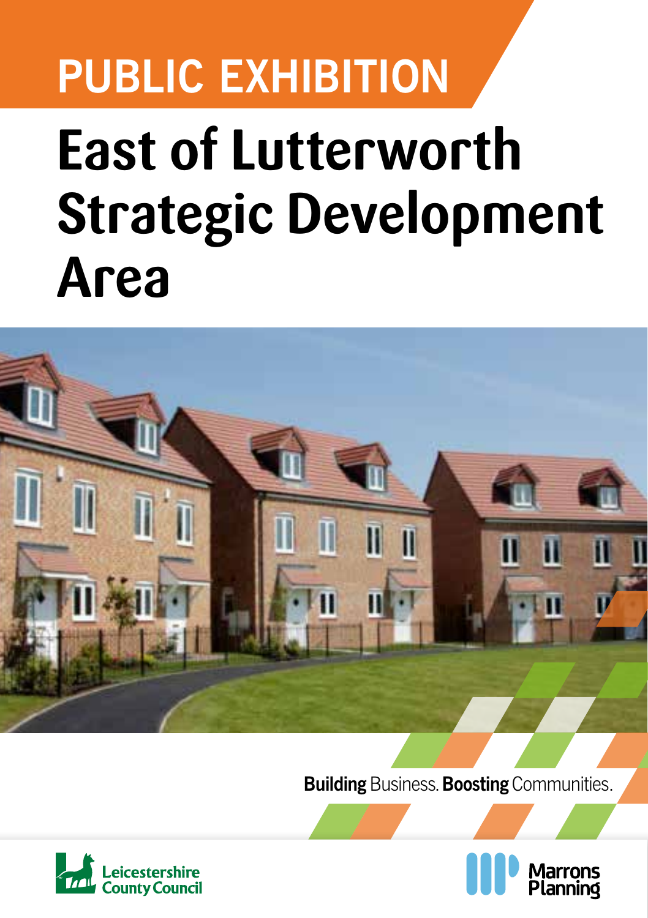PUBLIC EXHIBITION

# East of Lutterworth Strategic Development Area

**Building** Business. **Boosting** Communities.

Leicestershire County Council

Marrons Planning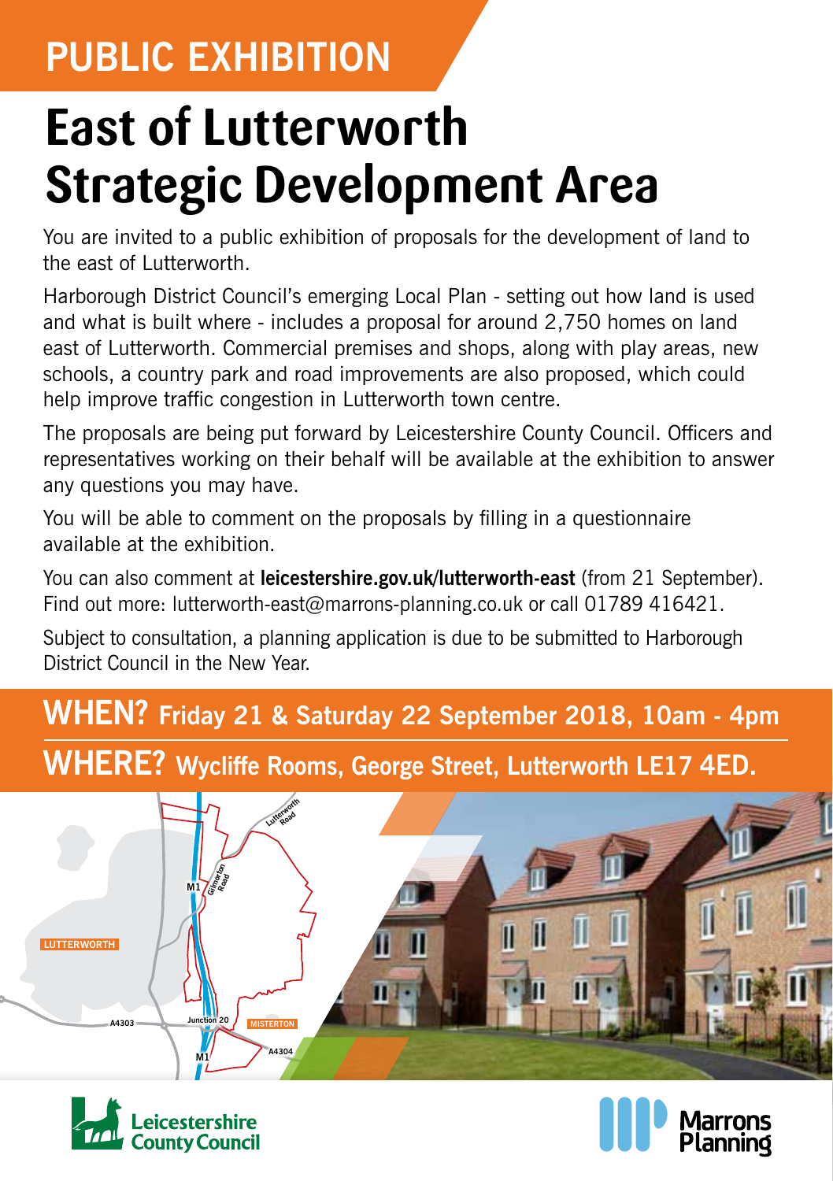# PUBLIC EXHIBITION

# East of Lutterworth Strategic Development Area

You are invited to a public exhibition of proposals for the development of land to the east of Lutterworth.

Harborough District Council's emerging Local Plan - setting out how land is used and what is built where - includes a proposal for around 2,750 homes on land east of Lutterworth. Commercial premises and shops, along with play areas, new schools, a country park and road improvements are also proposed, which could help improve traffic congestion in Lutterworth town centre.

The proposals are being put forward by Leicestershire County Council. Officers and representatives working on their behalf will be available at the exhibition to answer any questions you may have.

You will be able to comment on the proposals by filling in a questionnaire available at the exhibition.

You can also comment at **leicestershire.gov.uk/lutterworth-east** (from 21 September). Find out more: lutterworth-east@marrons-planning.co.uk or call 01789 416421.

Subject to consultation, a planning application is due to be submitted to Harborough District Council in the New Year.

**WHEN? Friday 21 & Saturday 22 September 2018, 10am - 4pm**

**WHERE? Wycliffe Rooms, George Street, Lutterworth LE17 4ED.**

Leicestershire County Council

Marrons Planning